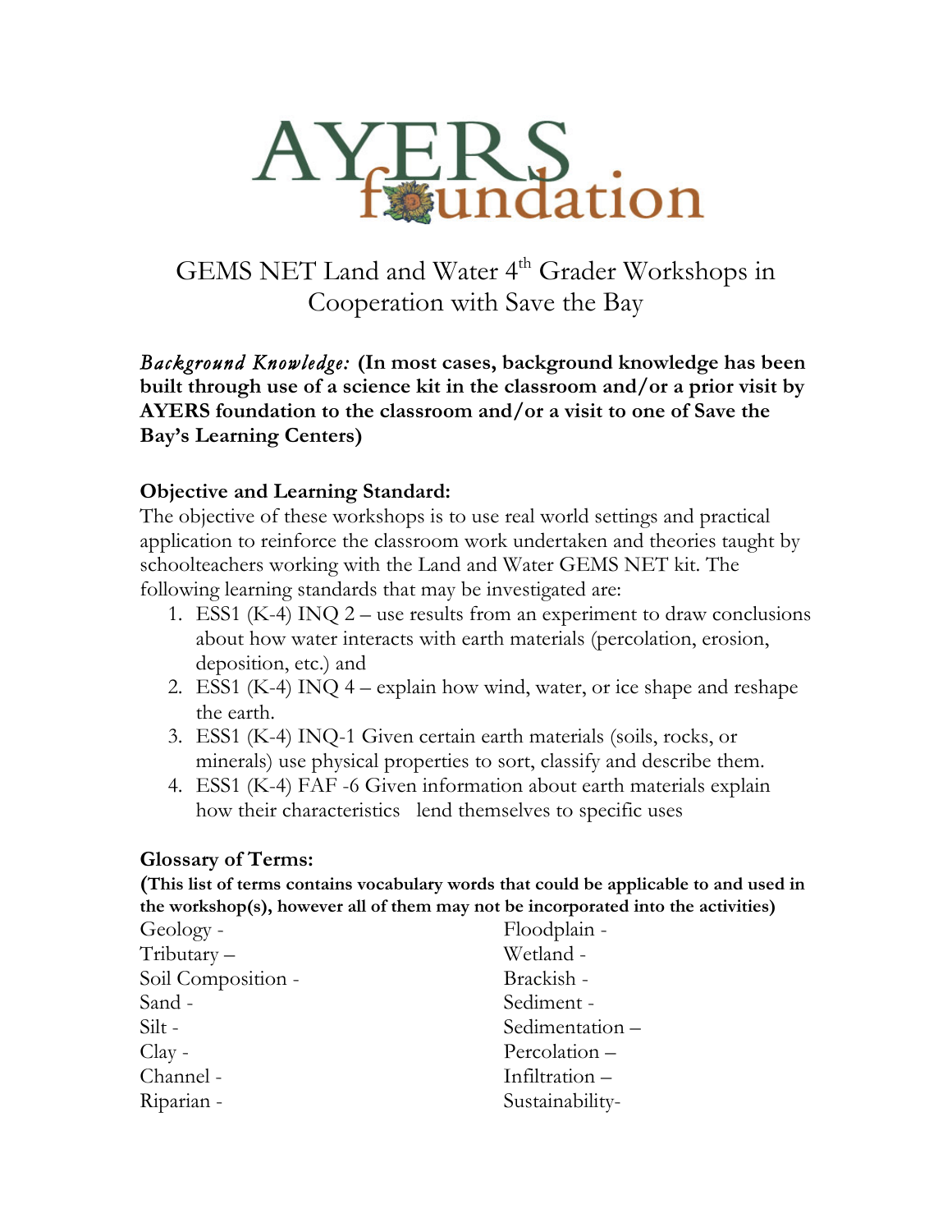# AYERS foundation

## GEMS NET Land and Water 4th Grader Workshops in Cooperation with Save the Bay

***Background Knowledge:*** **(In most cases, background knowledge has been built through use of a science kit in the classroom and/or a prior visit by AYERS foundation to the classroom and/or a visit to one of Save the Bay's Learning Centers)**

**Objective and Learning Standard:**

The objective of these workshops is to use real world settings and practical application to reinforce the classroom work undertaken and theories taught by schoolteachers working with the Land and Water GEMS NET kit. The following learning standards that may be investigated are:

1. ESS1 (K-4) INQ 2 – use results from an experiment to draw conclusions about how water interacts with earth materials (percolation, erosion, deposition, etc.) and
2. ESS1 (K-4) INQ 4 – explain how wind, water, or ice shape and reshape the earth.
3. ESS1 (K-4) INQ-1 Given certain earth materials (soils, rocks, or minerals) use physical properties to sort, classify and describe them.
4. ESS1 (K-4) FAF -6 Given information about earth materials explain how their characteristics lend themselves to specific uses

**Glossary of Terms:**

**(This list of terms contains vocabulary words that could be applicable to and used in the workshop(s), however all of them may not be incorporated into the activities)**

Geology -
Tributary –
Soil Composition -
Sand -
Silt -
Clay -
Channel -
Riparian -
Floodplain -
Wetland -
Brackish -
Sediment -
Sedimentation –
Percolation –
Infiltration –
Sustainability-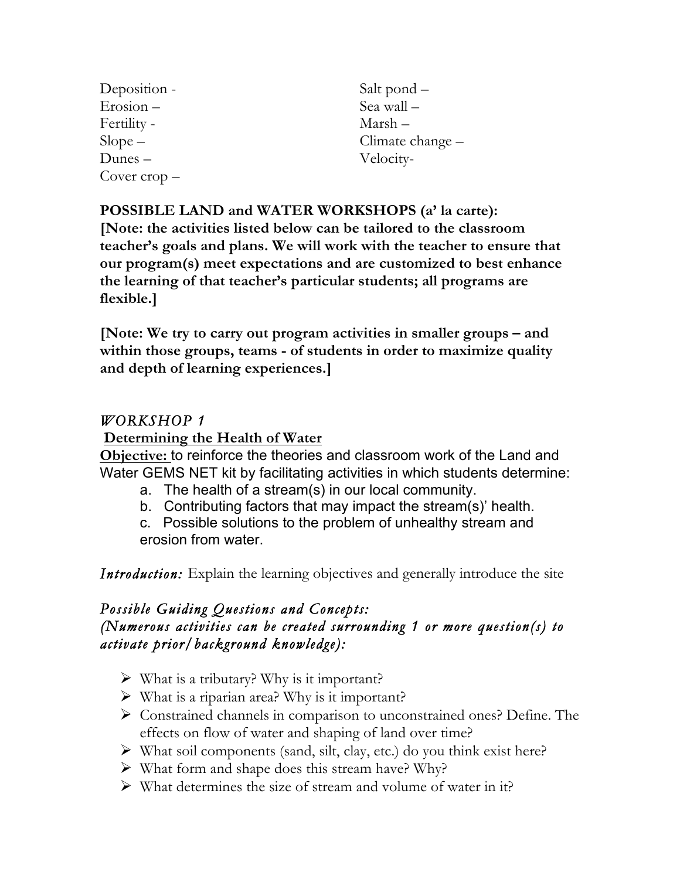Deposition -
Erosion –
Fertility -
Slope –
Dunes –
Cover crop –
Salt pond –
Sea wall –
Marsh –
Climate change –
Velocity-

**POSSIBLE LAND and WATER WORKSHOPS (a' la carte):**
**[Note: the activities listed below can be tailored to the classroom teacher's goals and plans. We will work with the teacher to ensure that our program(s) meet expectations and are customized to best enhance the learning of that teacher's particular students; all programs are flexible.]**

**[Note: We try to carry out program activities in smaller groups – and within those groups, teams - of students in order to maximize quality and depth of learning experiences.]**

## *WORKSHOP 1*

### Determining the Health of Water

**Objective:** to reinforce the theories and classroom work of the Land and Water GEMS NET kit by facilitating activities in which students determine:

a. The health of a stream(s) in our local community.
b. Contributing factors that may impact the stream(s)' health.
c. Possible solutions to the problem of unhealthy stream and erosion from water.

***Introduction:*** Explain the learning objectives and generally introduce the site

*Possible Guiding Questions and Concepts:*
*(Numerous activities can be created surrounding 1 or more question(s) to activate prior/background knowledge):*

- What is a tributary? Why is it important?
- What is a riparian area? Why is it important?
- Constrained channels in comparison to unconstrained ones? Define. The effects on flow of water and shaping of land over time?
- What soil components (sand, silt, clay, etc.) do you think exist here?
- What form and shape does this stream have? Why?
- What determines the size of stream and volume of water in it?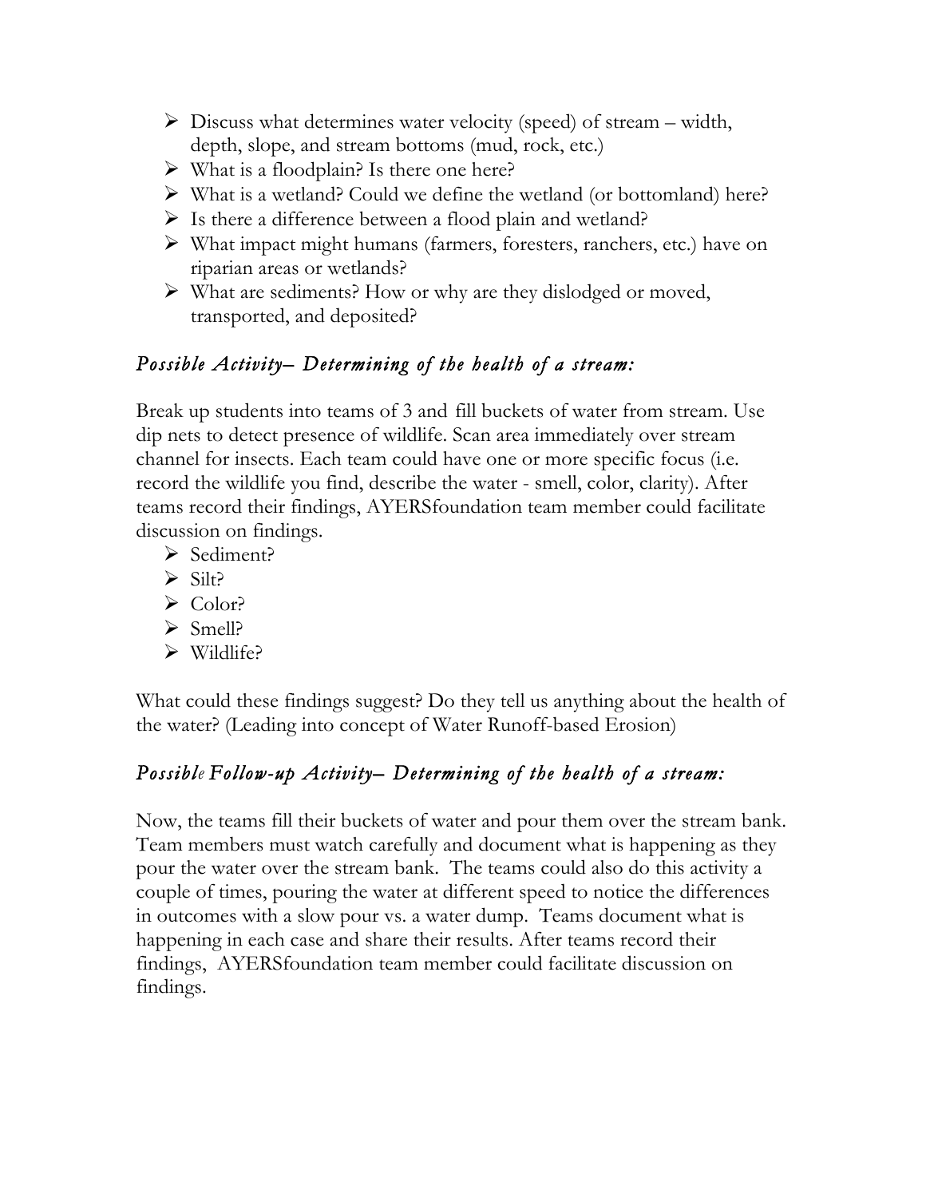- Discuss what determines water velocity (speed) of stream – width, depth, slope, and stream bottoms (mud, rock, etc.)
- What is a floodplain? Is there one here?
- What is a wetland? Could we define the wetland (or bottomland) here?
- Is there a difference between a flood plain and wetland?
- What impact might humans (farmers, foresters, ranchers, etc.) have on riparian areas or wetlands?
- What are sediments? How or why are they dislodged or moved, transported, and deposited?

### *Possible Activity– Determining of the health of a stream:*

Break up students into teams of 3 and fill buckets of water from stream. Use dip nets to detect presence of wildlife. Scan area immediately over stream channel for insects. Each team could have one or more specific focus (i.e. record the wildlife you find, describe the water - smell, color, clarity). After teams record their findings, AYERSfoundation team member could facilitate discussion on findings.

- Sediment?
- Silt?
- Color?
- Smell?
- Wildlife?

What could these findings suggest? Do they tell us anything about the health of the water? (Leading into concept of Water Runoff-based Erosion)

### *Possible Follow-up Activity– Determining of the health of a stream:*

Now, the teams fill their buckets of water and pour them over the stream bank. Team members must watch carefully and document what is happening as they pour the water over the stream bank. The teams could also do this activity a couple of times, pouring the water at different speed to notice the differences in outcomes with a slow pour vs. a water dump. Teams document what is happening in each case and share their results. After teams record their findings, AYERSfoundation team member could facilitate discussion on findings.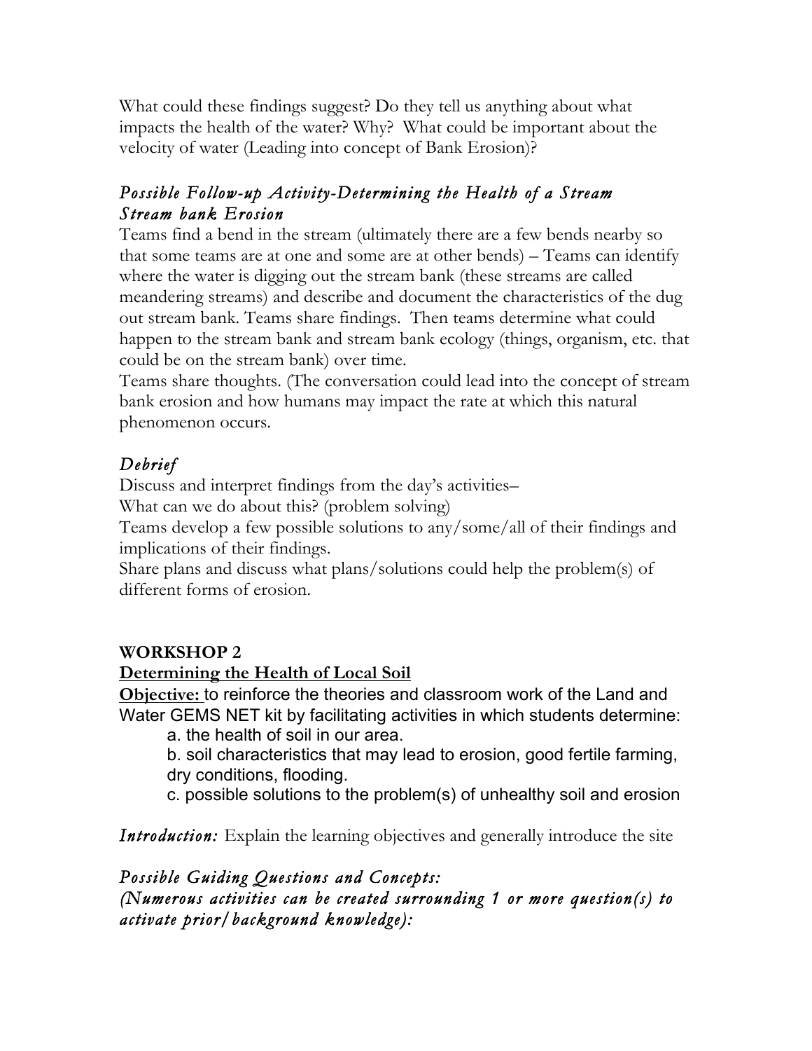What could these findings suggest? Do they tell us anything about what impacts the health of the water? Why? What could be important about the velocity of water (Leading into concept of Bank Erosion)?

### *Possible Follow-up Activity-Determining the Health of a Stream Stream bank Erosion*

Teams find a bend in the stream (ultimately there are a few bends nearby so that some teams are at one and some are at other bends) – Teams can identify where the water is digging out the stream bank (these streams are called meandering streams) and describe and document the characteristics of the dug out stream bank. Teams share findings. Then teams determine what could happen to the stream bank and stream bank ecology (things, organism, etc. that could be on the stream bank) over time.

Teams share thoughts. (The conversation could lead into the concept of stream bank erosion and how humans may impact the rate at which this natural phenomenon occurs.

### *Debrief*

Discuss and interpret findings from the day's activities–

What can we do about this? (problem solving)

Teams develop a few possible solutions to any/some/all of their findings and implications of their findings.

Share plans and discuss what plans/solutions could help the problem(s) of different forms of erosion.

## WORKSHOP 2

### Determining the Health of Local Soil

**Objective:** to reinforce the theories and classroom work of the Land and Water GEMS NET kit by facilitating activities in which students determine:

a. the health of soil in our area.

b. soil characteristics that may lead to erosion, good fertile farming, dry conditions, flooding.

c. possible solutions to the problem(s) of unhealthy soil and erosion

***Introduction:*** Explain the learning objectives and generally introduce the site

### *Possible Guiding Questions and Concepts:*

*(Numerous activities can be created surrounding 1 or more question(s) to activate prior/background knowledge):*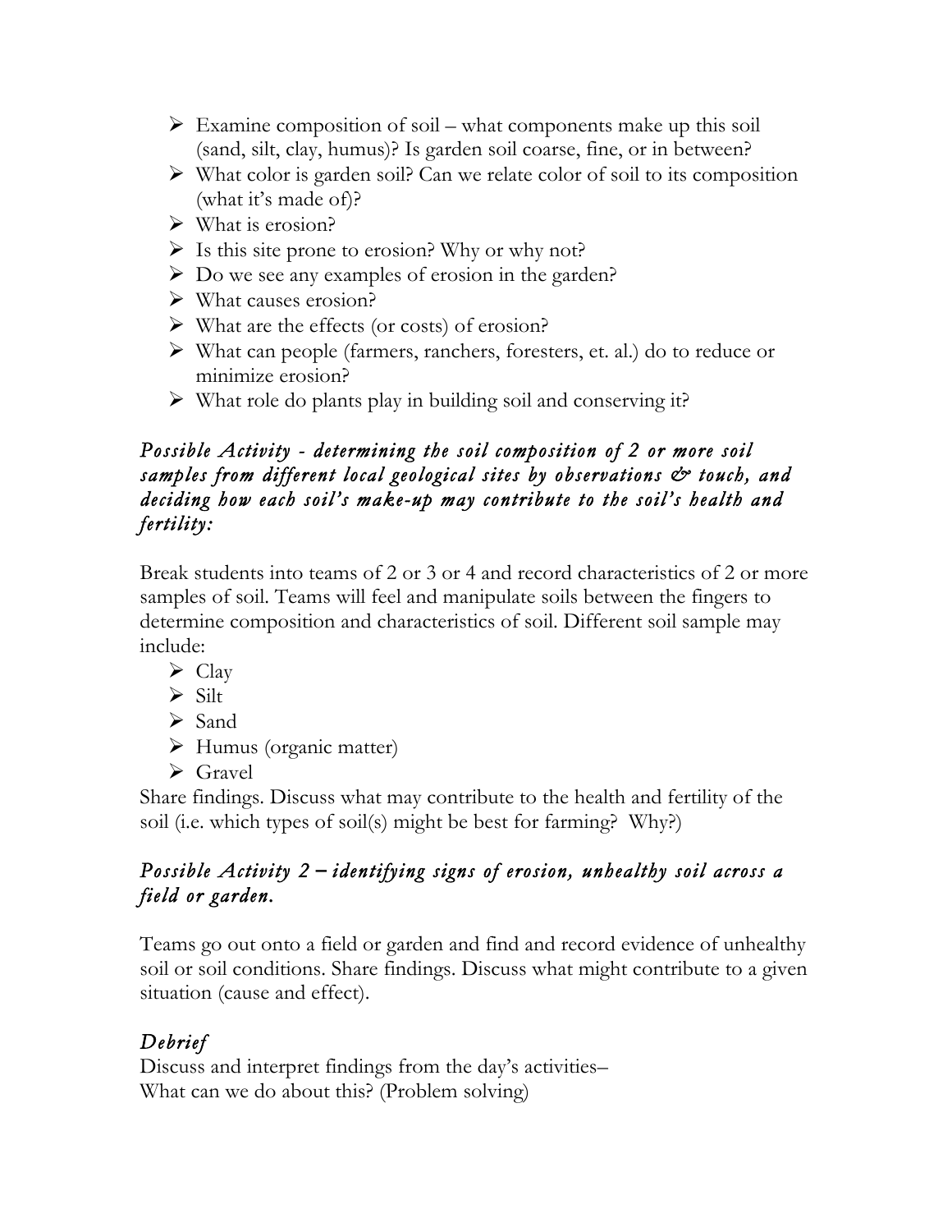- Examine composition of soil – what components make up this soil (sand, silt, clay, humus)? Is garden soil coarse, fine, or in between?
- What color is garden soil? Can we relate color of soil to its composition (what it's made of)?
- What is erosion?
- Is this site prone to erosion? Why or why not?
- Do we see any examples of erosion in the garden?
- What causes erosion?
- What are the effects (or costs) of erosion?
- What can people (farmers, ranchers, foresters, et. al.) do to reduce or minimize erosion?
- What role do plants play in building soil and conserving it?

### *Possible Activity - determining the soil composition of 2 or more soil samples from different local geological sites by observations & touch, and deciding how each soil's make-up may contribute to the soil's health and fertility:*

Break students into teams of 2 or 3 or 4 and record characteristics of 2 or more samples of soil. Teams will feel and manipulate soils between the fingers to determine composition and characteristics of soil. Different soil sample may include:

- Clay
- Silt
- Sand
- Humus (organic matter)
- Gravel

Share findings. Discuss what may contribute to the health and fertility of the soil (i.e. which types of soil(s) might be best for farming? Why?)

### *Possible Activity 2 – identifying signs of erosion, unhealthy soil across a field or garden.*

Teams go out onto a field or garden and find and record evidence of unhealthy soil or soil conditions. Share findings. Discuss what might contribute to a given situation (cause and effect).

### *Debrief*

Discuss and interpret findings from the day's activities–
What can we do about this? (Problem solving)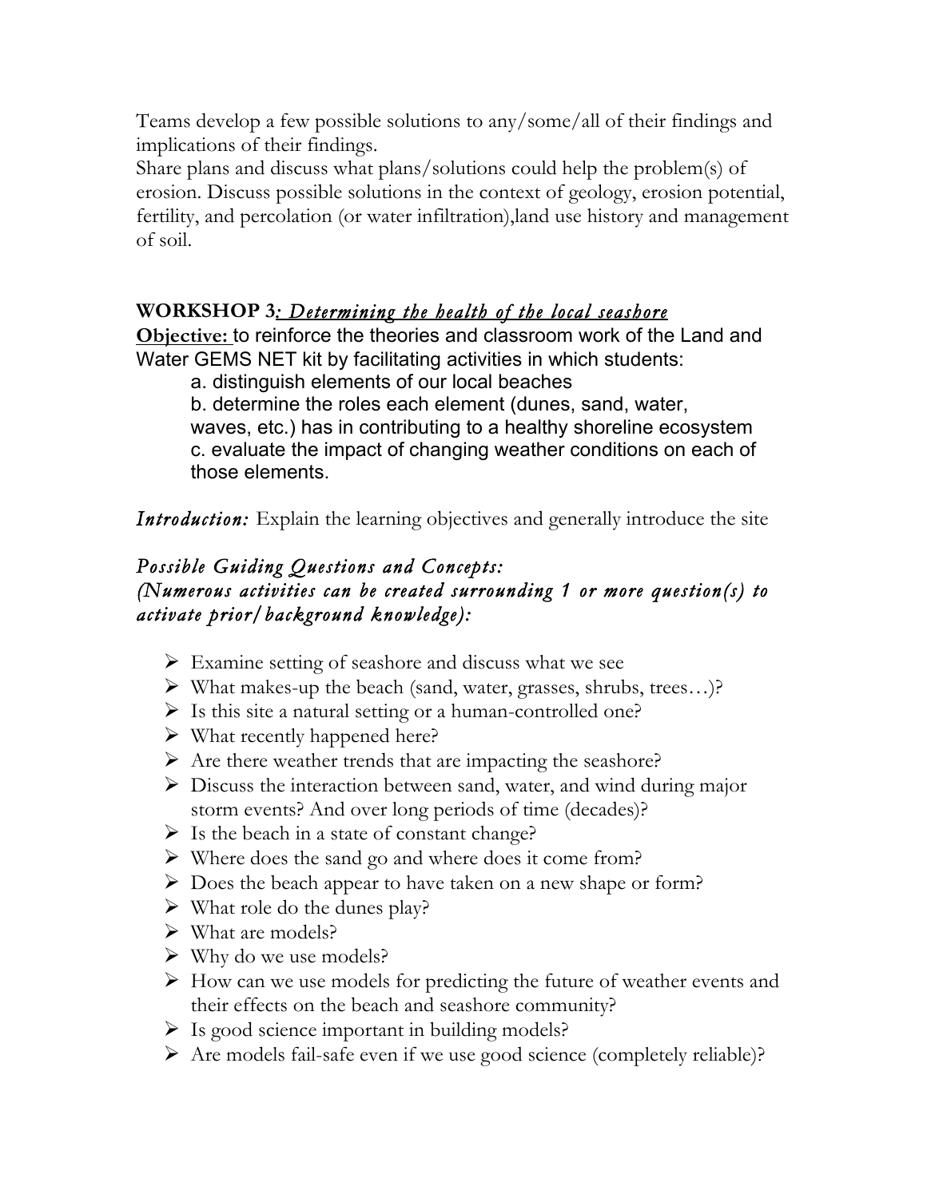Teams develop a few possible solutions to any/some/all of their findings and implications of their findings.

Share plans and discuss what plans/solutions could help the problem(s) of erosion. Discuss possible solutions in the context of geology, erosion potential, fertility, and percolation (or water infiltration),land use history and management of soil.

## WORKSHOP 3*: Determining the health of the local seashore*

**Objective:** to reinforce the theories and classroom work of the Land and Water GEMS NET kit by facilitating activities in which students:

a. distinguish elements of our local beaches
b. determine the roles each element (dunes, sand, water, waves, etc.) has in contributing to a healthy shoreline ecosystem
c. evaluate the impact of changing weather conditions on each of those elements.

***Introduction:*** Explain the learning objectives and generally introduce the site

### *Possible Guiding Questions and Concepts:*
### *(Numerous activities can be created surrounding 1 or more question(s) to activate prior/background knowledge):*

- Examine setting of seashore and discuss what we see
- What makes-up the beach (sand, water, grasses, shrubs, trees…)?
- Is this site a natural setting or a human-controlled one?
- What recently happened here?
- Are there weather trends that are impacting the seashore?
- Discuss the interaction between sand, water, and wind during major storm events? And over long periods of time (decades)?
- Is the beach in a state of constant change?
- Where does the sand go and where does it come from?
- Does the beach appear to have taken on a new shape or form?
- What role do the dunes play?
- What are models?
- Why do we use models?
- How can we use models for predicting the future of weather events and their effects on the beach and seashore community?
- Is good science important in building models?
- Are models fail-safe even if we use good science (completely reliable)?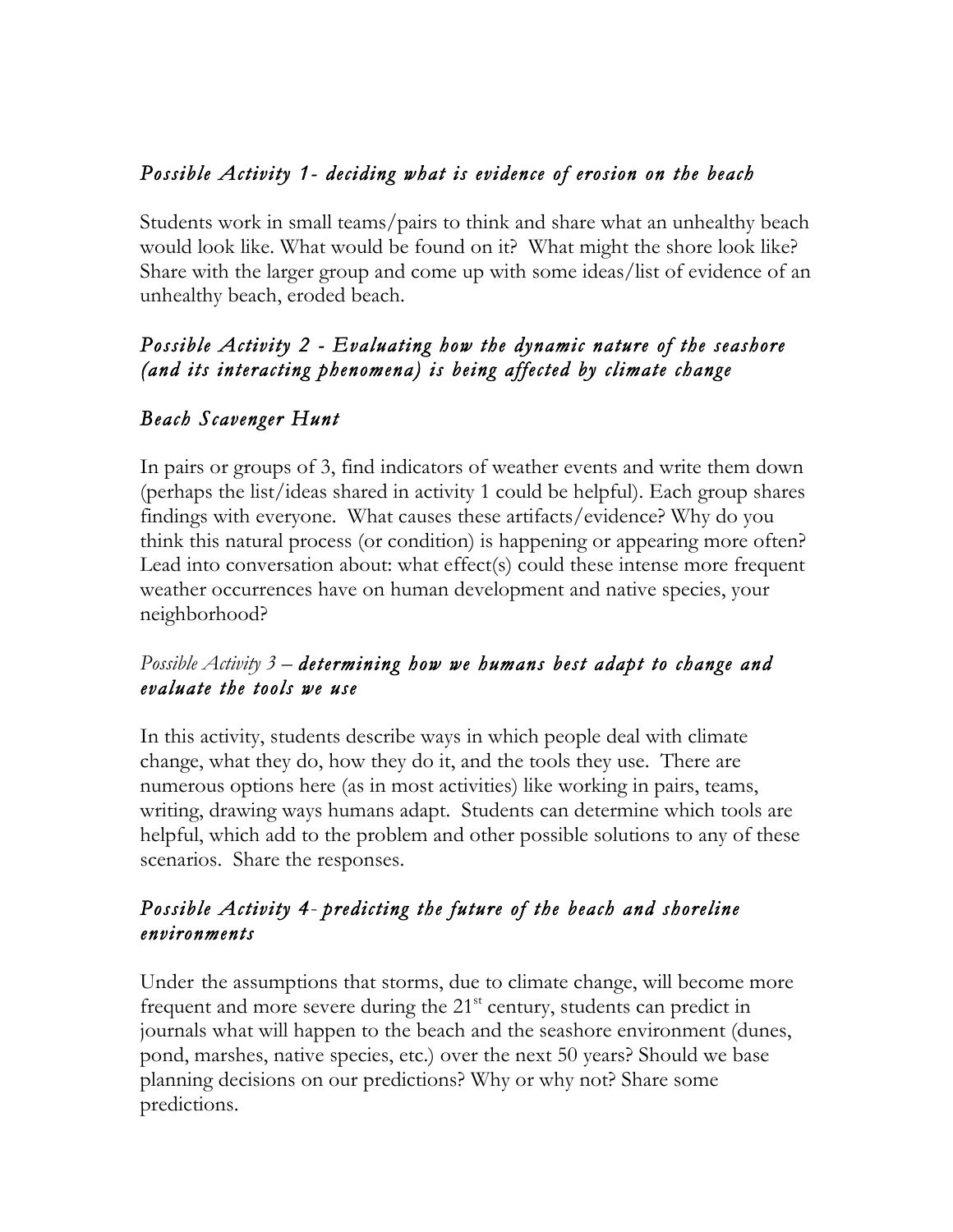### *Possible Activity 1- deciding what is evidence of erosion on the beach*

Students work in small teams/pairs to think and share what an unhealthy beach would look like. What would be found on it? What might the shore look like? Share with the larger group and come up with some ideas/list of evidence of an unhealthy beach, eroded beach.

### *Possible Activity 2 - Evaluating how the dynamic nature of the seashore (and its interacting phenomena) is being affected by climate change*

### *Beach Scavenger Hunt*

In pairs or groups of 3, find indicators of weather events and write them down (perhaps the list/ideas shared in activity 1 could be helpful). Each group shares findings with everyone. What causes these artifacts/evidence? Why do you think this natural process (or condition) is happening or appearing more often? Lead into conversation about: what effect(s) could these intense more frequent weather occurrences have on human development and native species, your neighborhood?

### *Possible Activity 3 – determining how we humans best adapt to change and evaluate the tools we use*

In this activity, students describe ways in which people deal with climate change, what they do, how they do it, and the tools they use. There are numerous options here (as in most activities) like working in pairs, teams, writing, drawing ways humans adapt. Students can determine which tools are helpful, which add to the problem and other possible solutions to any of these scenarios. Share the responses.

### *Possible Activity 4- predicting the future of the beach and shoreline environments*

Under the assumptions that storms, due to climate change, will become more frequent and more severe during the 21st century, students can predict in journals what will happen to the beach and the seashore environment (dunes, pond, marshes, native species, etc.) over the next 50 years? Should we base planning decisions on our predictions? Why or why not? Share some predictions.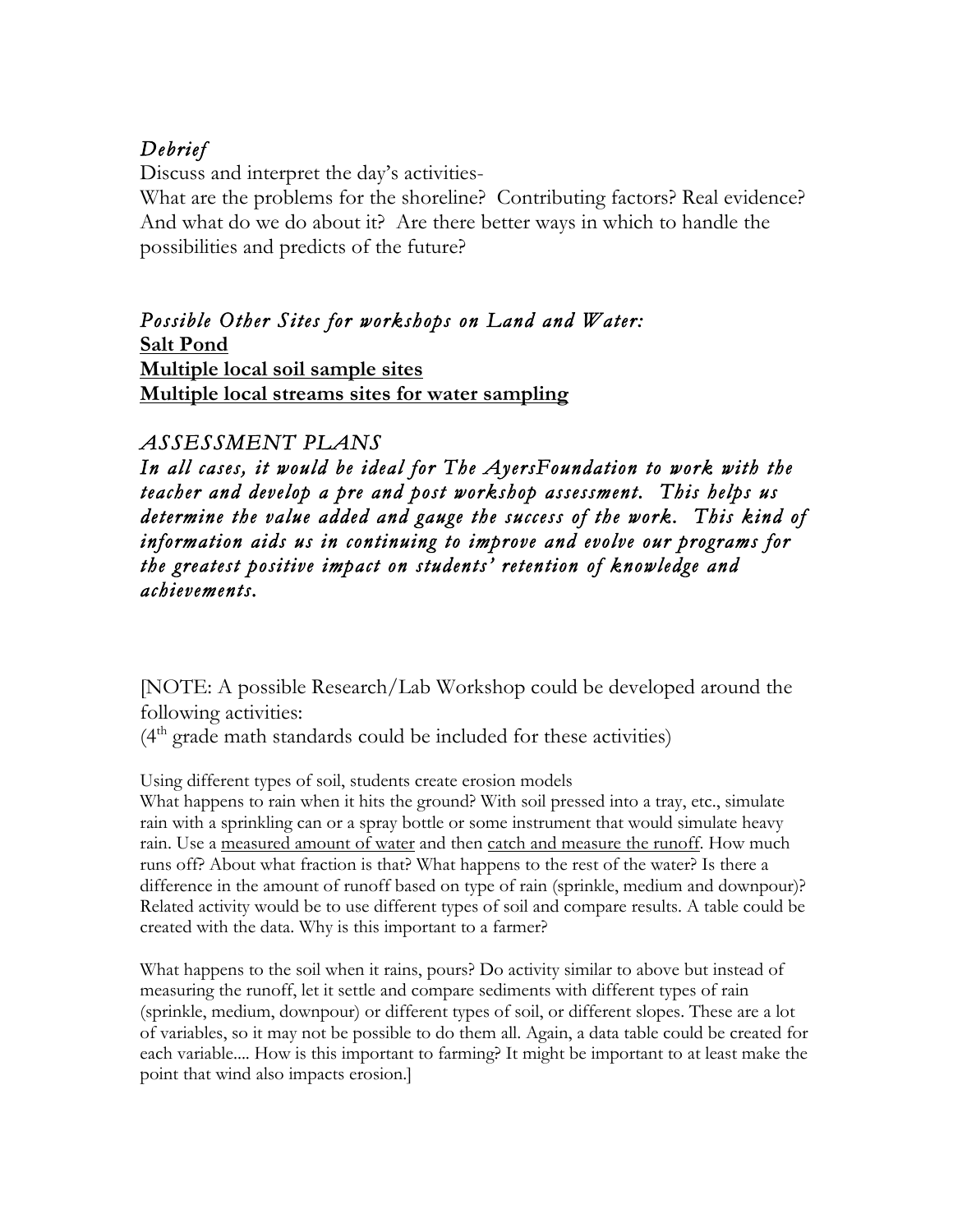*Debrief*

Discuss and interpret the day's activities-

What are the problems for the shoreline? Contributing factors? Real evidence? And what do we do about it? Are there better ways in which to handle the possibilities and predicts of the future?

*Possible Other Sites for workshops on Land and Water:*

**Salt Pond**

**Multiple local soil sample sites**

**Multiple local streams sites for water sampling**

*ASSESSMENT PLANS*

***In all cases, it would be ideal for The AyersFoundation to work with the teacher and develop a pre and post workshop assessment. This helps us determine the value added and gauge the success of the work. This kind of information aids us in continuing to improve and evolve our programs for the greatest positive impact on students' retention of knowledge and achievements.***

[NOTE: A possible Research/Lab Workshop could be developed around the following activities:

(4th grade math standards could be included for these activities)

Using different types of soil, students create erosion models

What happens to rain when it hits the ground? With soil pressed into a tray, etc., simulate rain with a sprinkling can or a spray bottle or some instrument that would simulate heavy rain. Use a measured amount of water and then catch and measure the runoff. How much runs off? About what fraction is that? What happens to the rest of the water? Is there a difference in the amount of runoff based on type of rain (sprinkle, medium and downpour)? Related activity would be to use different types of soil and compare results. A table could be created with the data. Why is this important to a farmer?

What happens to the soil when it rains, pours? Do activity similar to above but instead of measuring the runoff, let it settle and compare sediments with different types of rain (sprinkle, medium, downpour) or different types of soil, or different slopes. These are a lot of variables, so it may not be possible to do them all. Again, a data table could be created for each variable.... How is this important to farming? It might be important to at least make the point that wind also impacts erosion.]